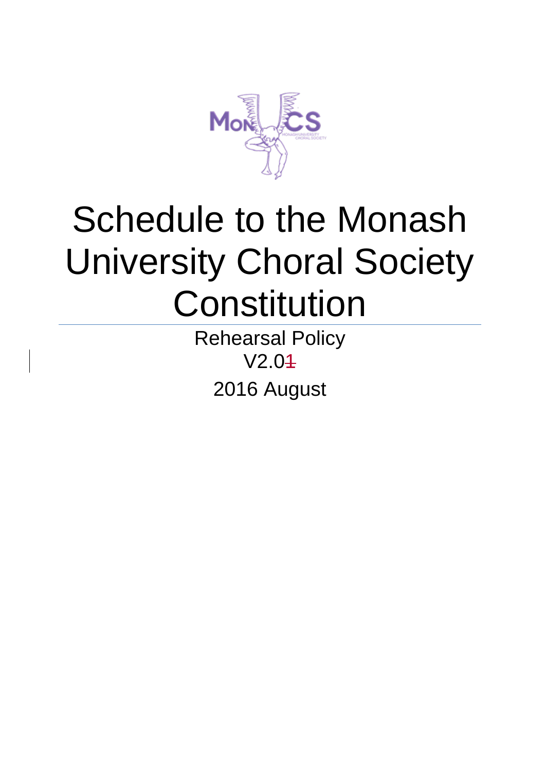# Schedule to the Monash University Choral Society Constitution

Rehearsal Policy

V2.0~~1~~

2016 August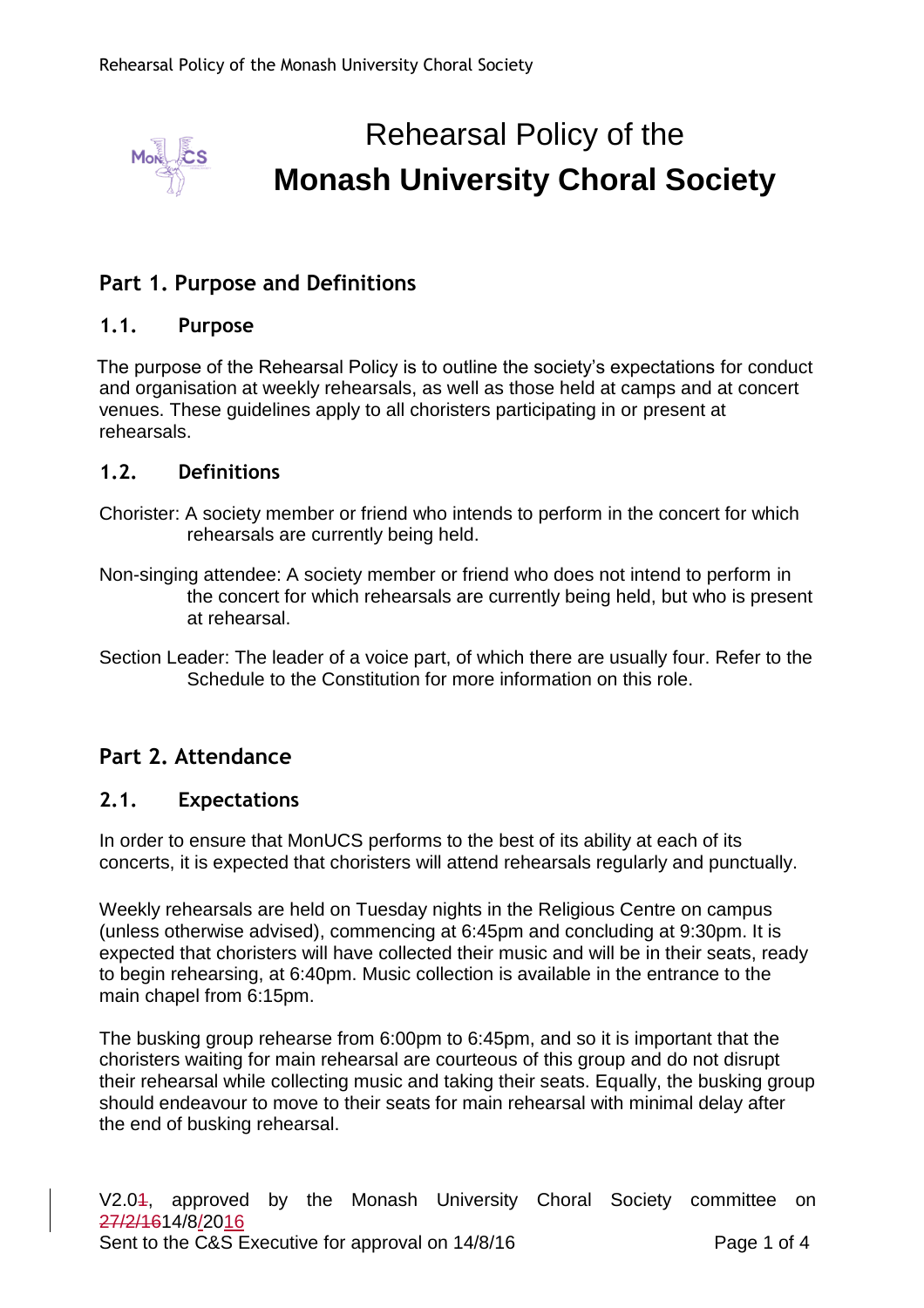# Rehearsal Policy of the **Monash University Choral Society**

## Part 1. Purpose and Definitions

### 1.1. Purpose

The purpose of the Rehearsal Policy is to outline the society's expectations for conduct and organisation at weekly rehearsals, as well as those held at camps and at concert venues. These guidelines apply to all choristers participating in or present at rehearsals.

### 1.2. Definitions

Chorister: A society member or friend who intends to perform in the concert for which rehearsals are currently being held.

Non-singing attendee: A society member or friend who does not intend to perform in the concert for which rehearsals are currently being held, but who is present at rehearsal.

Section Leader: The leader of a voice part, of which there are usually four. Refer to the Schedule to the Constitution for more information on this role.

## Part 2. Attendance

### 2.1. Expectations

In order to ensure that MonUCS performs to the best of its ability at each of its concerts, it is expected that choristers will attend rehearsals regularly and punctually.

Weekly rehearsals are held on Tuesday nights in the Religious Centre on campus (unless otherwise advised), commencing at 6:45pm and concluding at 9:30pm. It is expected that choristers will have collected their music and will be in their seats, ready to begin rehearsing, at 6:40pm. Music collection is available in the entrance to the main chapel from 6:15pm.

The busking group rehearse from 6:00pm to 6:45pm, and so it is important that the choristers waiting for main rehearsal are courteous of this group and do not disrupt their rehearsal while collecting music and taking their seats. Equally, the busking group should endeavour to move to their seats for main rehearsal with minimal delay after the end of busking rehearsal.

V2.0~~1~~, approved by the Monash University Choral Society committee on ~~27/2/16~~14/8/2016

Sent to the C&S Executive for approval on 14/8/16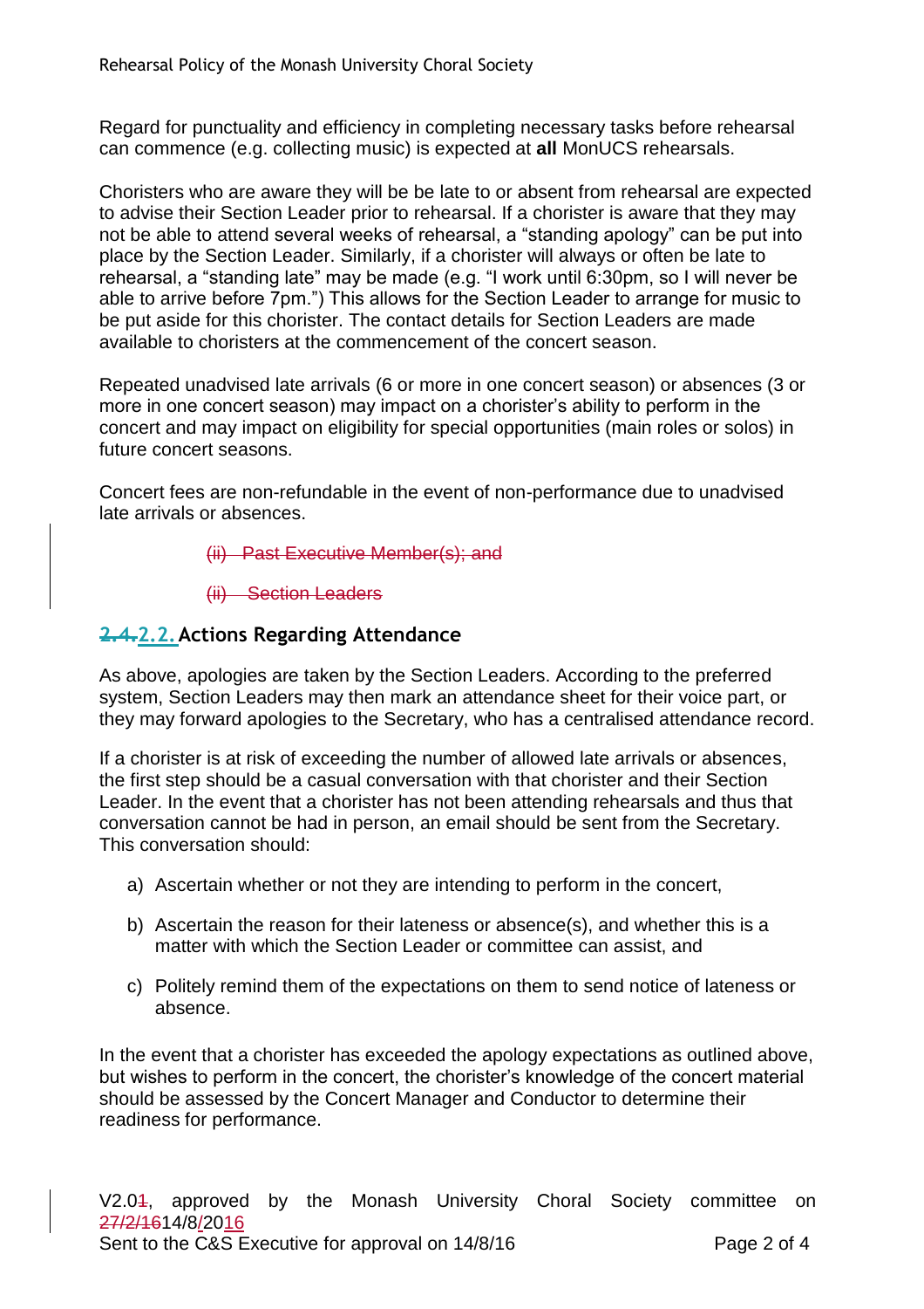Regard for punctuality and efficiency in completing necessary tasks before rehearsal can commence (e.g. collecting music) is expected at **all** MonUCS rehearsals.

Choristers who are aware they will be be late to or absent from rehearsal are expected to advise their Section Leader prior to rehearsal. If a chorister is aware that they may not be able to attend several weeks of rehearsal, a "standing apology" can be put into place by the Section Leader. Similarly, if a chorister will always or often be late to rehearsal, a "standing late" may be made (e.g. "I work until 6:30pm, so I will never be able to arrive before 7pm.") This allows for the Section Leader to arrange for music to be put aside for this chorister. The contact details for Section Leaders are made available to choristers at the commencement of the concert season.

Repeated unadvised late arrivals (6 or more in one concert season) or absences (3 or more in one concert season) may impact on a chorister's ability to perform in the concert and may impact on eligibility for special opportunities (main roles or solos) in future concert seasons.

Concert fees are non-refundable in the event of non-performance due to unadvised late arrivals or absences.

~~(ii) Past Executive Member(s); and~~

~~(ii) Section Leaders~~

## ~~2.1.~~2.2. Actions Regarding Attendance

As above, apologies are taken by the Section Leaders. According to the preferred system, Section Leaders may then mark an attendance sheet for their voice part, or they may forward apologies to the Secretary, who has a centralised attendance record.

If a chorister is at risk of exceeding the number of allowed late arrivals or absences, the first step should be a casual conversation with that chorister and their Section Leader. In the event that a chorister has not been attending rehearsals and thus that conversation cannot be had in person, an email should be sent from the Secretary. This conversation should:

a) Ascertain whether or not they are intending to perform in the concert,

b) Ascertain the reason for their lateness or absence(s), and whether this is a matter with which the Section Leader or committee can assist, and

c) Politely remind them of the expectations on them to send notice of lateness or absence.

In the event that a chorister has exceeded the apology expectations as outlined above, but wishes to perform in the concert, the chorister's knowledge of the concert material should be assessed by the Concert Manager and Conductor to determine their readiness for performance.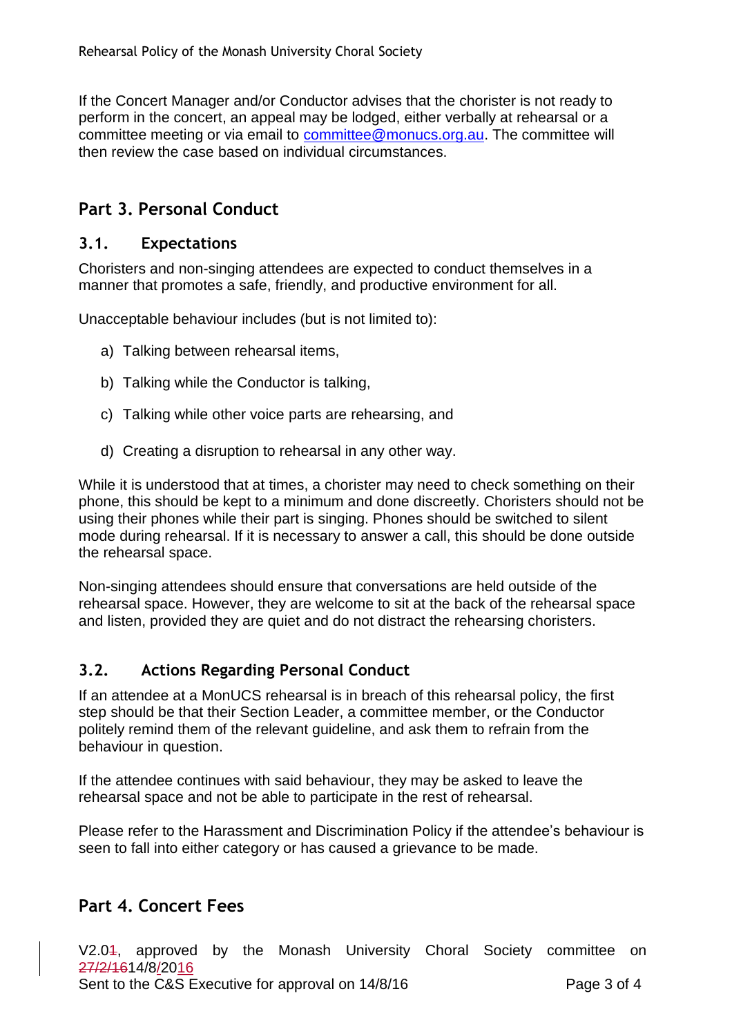If the Concert Manager and/or Conductor advises that the chorister is not ready to perform in the concert, an appeal may be lodged, either verbally at rehearsal or a committee meeting or via email to committee@monucs.org.au. The committee will then review the case based on individual circumstances.

## Part 3. Personal Conduct

### 3.1. Expectations

Choristers and non-singing attendees are expected to conduct themselves in a manner that promotes a safe, friendly, and productive environment for all.

Unacceptable behaviour includes (but is not limited to):

a) Talking between rehearsal items,

b) Talking while the Conductor is talking,

c) Talking while other voice parts are rehearsing, and

d) Creating a disruption to rehearsal in any other way.

While it is understood that at times, a chorister may need to check something on their phone, this should be kept to a minimum and done discreetly. Choristers should not be using their phones while their part is singing. Phones should be switched to silent mode during rehearsal. If it is necessary to answer a call, this should be done outside the rehearsal space.

Non-singing attendees should ensure that conversations are held outside of the rehearsal space. However, they are welcome to sit at the back of the rehearsal space and listen, provided they are quiet and do not distract the rehearsing choristers.

### 3.2. Actions Regarding Personal Conduct

If an attendee at a MonUCS rehearsal is in breach of this rehearsal policy, the first step should be that their Section Leader, a committee member, or the Conductor politely remind them of the relevant guideline, and ask them to refrain from the behaviour in question.

If the attendee continues with said behaviour, they may be asked to leave the rehearsal space and not be able to participate in the rest of rehearsal.

Please refer to the Harassment and Discrimination Policy if the attendee's behaviour is seen to fall into either category or has caused a grievance to be made.

## Part 4. Concert Fees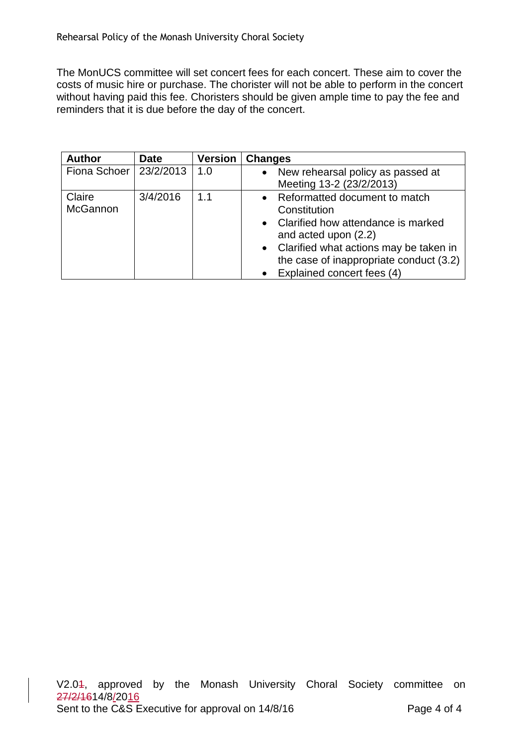The MonUCS committee will set concert fees for each concert. These aim to cover the costs of music hire or purchase. The chorister will not be able to perform in the concert without having paid this fee. Choristers should be given ample time to pay the fee and reminders that it is due before the day of the concert.

| Author | Date | Version | Changes |
|---|---|---|---|
| Fiona Schoer | 23/2/2013 | 1.0 | • New rehearsal policy as passed at Meeting 13-2 (23/2/2013) |
| Claire McGannon | 3/4/2016 | 1.1 | • Reformatted document to match Constitution<br>• Clarified how attendance is marked and acted upon (2.2)<br>• Clarified what actions may be taken in the case of inappropriate conduct (3.2)<br>• Explained concert fees (4) |